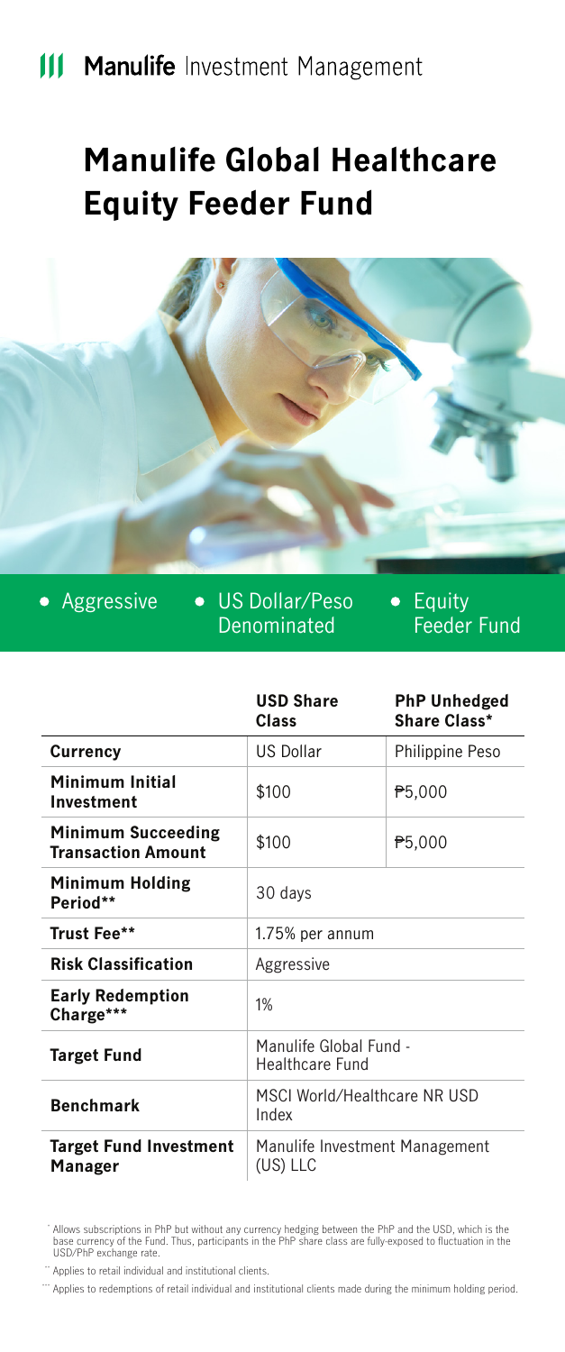Manulife Investment Management

# Manulife Global Healthcare Equity Feeder Fund

- Aggressive
- US Dollar/Peso Denominated
- Equity Feeder Fund

| | USD Share Class | PhP Unhedged Share Class* |
|---|---|---|
| **Currency** | US Dollar | Philippine Peso |
| **Minimum Initial Investment** | $100 | ₱5,000 |
| **Minimum Succeeding Transaction Amount** | $100 | ₱5,000 |
| **Minimum Holding Period**** | 30 days | |
| **Trust Fee**** | 1.75% per annum | |
| **Risk Classification** | Aggressive | |
| **Early Redemption Charge***** | 1% | |
| **Target Fund** | Manulife Global Fund - Healthcare Fund | |
| **Benchmark** | MSCI World/Healthcare NR USD Index | |
| **Target Fund Investment Manager** | Manulife Investment Management (US) LLC | |

* Allows subscriptions in PhP but without any currency hedging between the PhP and the USD, which is the base currency of the Fund. Thus, participants in the PhP share class are fully-exposed to fluctuation in the USD/PhP exchange rate.

** Applies to retail individual and institutional clients.

*** Applies to redemptions of retail individual and institutional clients made during the minimum holding period.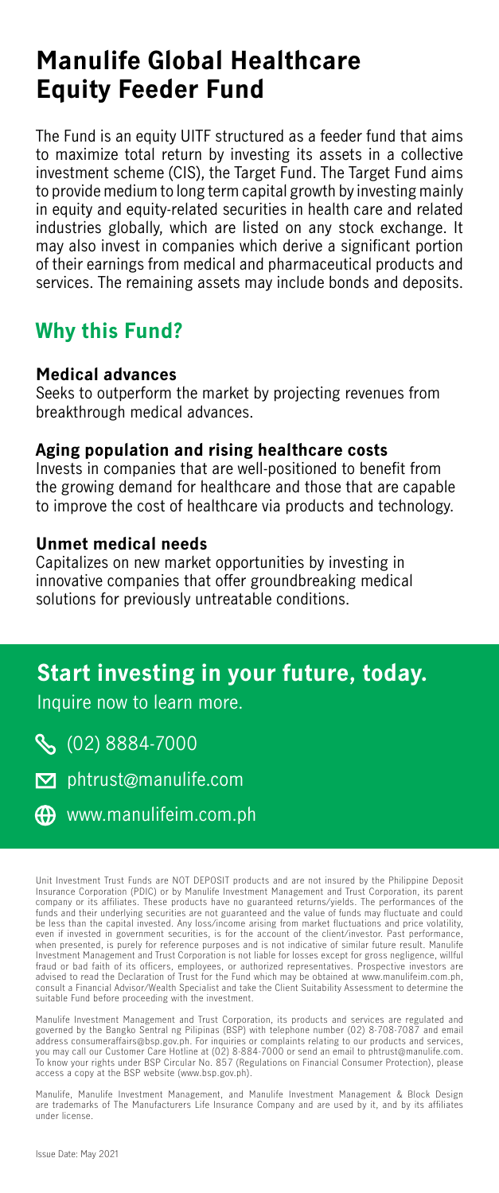# Manulife Global Healthcare Equity Feeder Fund

The Fund is an equity UITF structured as a feeder fund that aims to maximize total return by investing its assets in a collective investment scheme (CIS), the Target Fund. The Target Fund aims to provide medium to long term capital growth by investing mainly in equity and equity-related securities in health care and related industries globally, which are listed on any stock exchange. It may also invest in companies which derive a significant portion of their earnings from medical and pharmaceutical products and services. The remaining assets may include bonds and deposits.

## Why this Fund?

### Medical advances

Seeks to outperform the market by projecting revenues from breakthrough medical advances.

### Aging population and rising healthcare costs

Invests in companies that are well-positioned to benefit from the growing demand for healthcare and those that are capable to improve the cost of healthcare via products and technology.

### Unmet medical needs

Capitalizes on new market opportunities by investing in innovative companies that offer groundbreaking medical solutions for previously untreatable conditions.

## Start investing in your future, today.

Inquire now to learn more.

(02) 8884-7000

phtrust@manulife.com

www.manulifeim.com.ph

Unit Investment Trust Funds are NOT DEPOSIT products and are not insured by the Philippine Deposit Insurance Corporation (PDIC) or by Manulife Investment Management and Trust Corporation, its parent company or its affiliates. These products have no guaranteed returns/yields. The performances of the funds and their underlying securities are not guaranteed and the value of funds may fluctuate and could be less than the capital invested. Any loss/income arising from market fluctuations and price volatility, even if invested in government securities, is for the account of the client/investor. Past performance, when presented, is purely for reference purposes and is not indicative of similar future result. Manulife Investment Management and Trust Corporation is not liable for losses except for gross negligence, willful fraud or bad faith of its officers, employees, or authorized representatives. Prospective investors are advised to read the Declaration of Trust for the Fund which may be obtained at www.manulifeim.com.ph, consult a Financial Advisor/Wealth Specialist and take the Client Suitability Assessment to determine the suitable Fund before proceeding with the investment.

Manulife Investment Management and Trust Corporation, its products and services are regulated and governed by the Bangko Sentral ng Pilipinas (BSP) with telephone number (02) 8-708-7087 and email address consumeraffairs@bsp.gov.ph. For inquiries or complaints relating to our products and services, you may call our Customer Care Hotline at (02) 8-884-7000 or send an email to phtrust@manulife.com. To know your rights under BSP Circular No. 857 (Regulations on Financial Consumer Protection), please access a copy at the BSP website (www.bsp.gov.ph).

Manulife, Manulife Investment Management, and Manulife Investment Management & Block Design are trademarks of The Manufacturers Life Insurance Company and are used by it, and by its affiliates under license.

Issue Date: May 2021